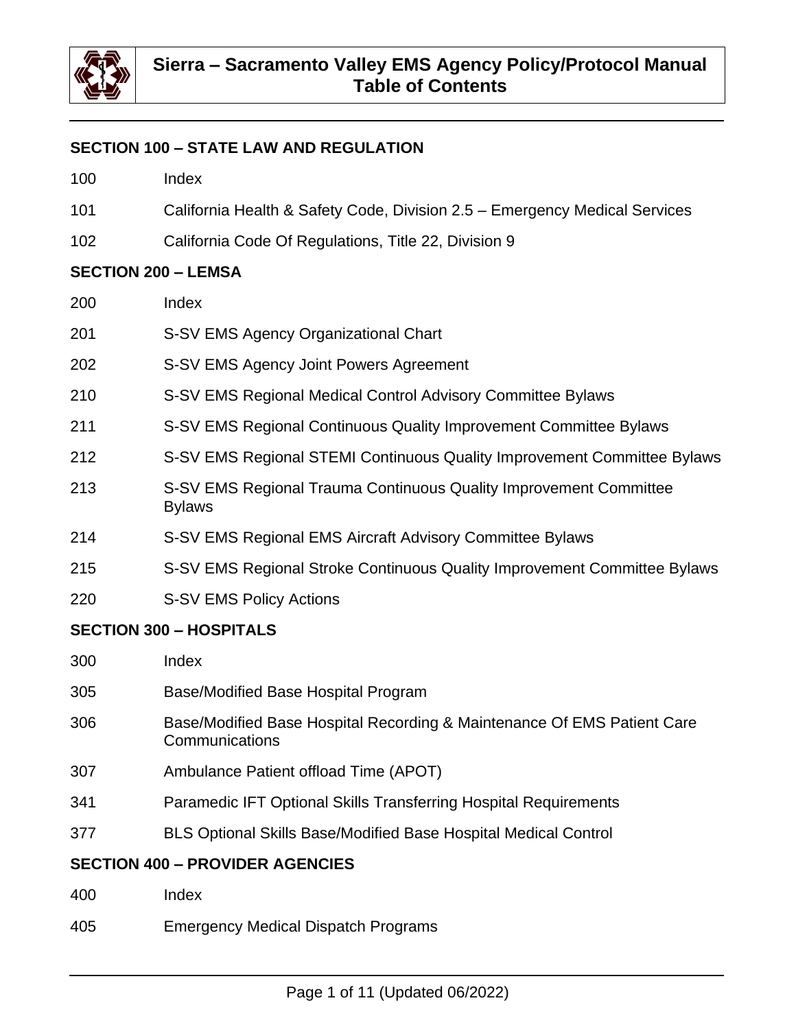# Sierra – Sacramento Valley EMS Agency Policy/Protocol Manual Table of Contents

## SECTION 100 – STATE LAW AND REGULATION

| | |
|---|---|
| 100 | Index |
| 101 | California Health & Safety Code, Division 2.5 – Emergency Medical Services |
| 102 | California Code Of Regulations, Title 22, Division 9 |

## SECTION 200 – LEMSA

| | |
|---|---|
| 200 | Index |
| 201 | S-SV EMS Agency Organizational Chart |
| 202 | S-SV EMS Agency Joint Powers Agreement |
| 210 | S-SV EMS Regional Medical Control Advisory Committee Bylaws |
| 211 | S-SV EMS Regional Continuous Quality Improvement Committee Bylaws |
| 212 | S-SV EMS Regional STEMI Continuous Quality Improvement Committee Bylaws |
| 213 | S-SV EMS Regional Trauma Continuous Quality Improvement Committee Bylaws |
| 214 | S-SV EMS Regional EMS Aircraft Advisory Committee Bylaws |
| 215 | S-SV EMS Regional Stroke Continuous Quality Improvement Committee Bylaws |
| 220 | S-SV EMS Policy Actions |

## SECTION 300 – HOSPITALS

| | |
|---|---|
| 300 | Index |
| 305 | Base/Modified Base Hospital Program |
| 306 | Base/Modified Base Hospital Recording & Maintenance Of EMS Patient Care Communications |
| 307 | Ambulance Patient offload Time (APOT) |
| 341 | Paramedic IFT Optional Skills Transferring Hospital Requirements |
| 377 | BLS Optional Skills Base/Modified Base Hospital Medical Control |

## SECTION 400 – PROVIDER AGENCIES

| | |
|---|---|
| 400 | Index |
| 405 | Emergency Medical Dispatch Programs |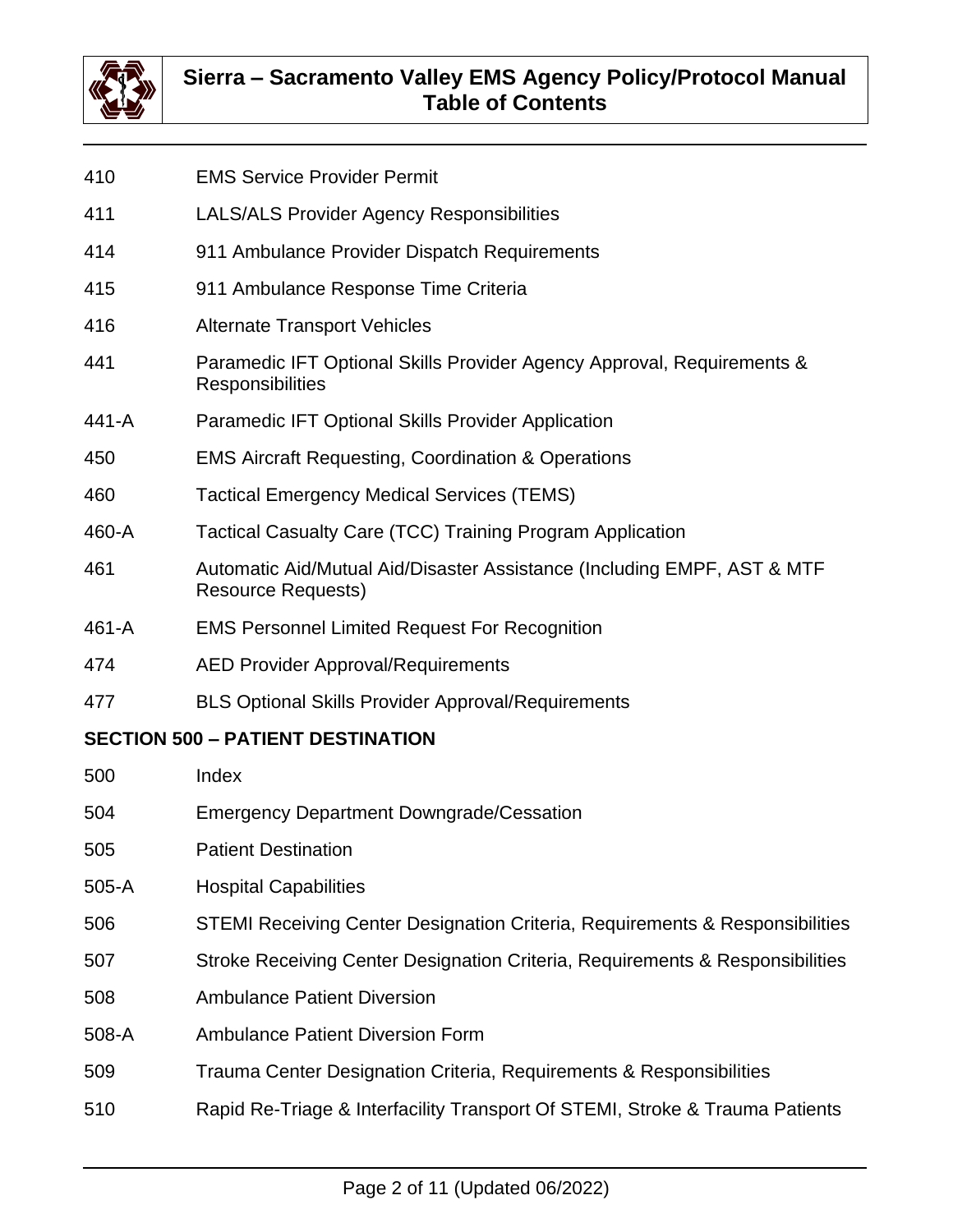| | |
|---|---|
| 410 | EMS Service Provider Permit |
| 411 | LALS/ALS Provider Agency Responsibilities |
| 414 | 911 Ambulance Provider Dispatch Requirements |
| 415 | 911 Ambulance Response Time Criteria |
| 416 | Alternate Transport Vehicles |
| 441 | Paramedic IFT Optional Skills Provider Agency Approval, Requirements & Responsibilities |
| 441-A | Paramedic IFT Optional Skills Provider Application |
| 450 | EMS Aircraft Requesting, Coordination & Operations |
| 460 | Tactical Emergency Medical Services (TEMS) |
| 460-A | Tactical Casualty Care (TCC) Training Program Application |
| 461 | Automatic Aid/Mutual Aid/Disaster Assistance (Including EMPF, AST & MTF Resource Requests) |
| 461-A | EMS Personnel Limited Request For Recognition |
| 474 | AED Provider Approval/Requirements |
| 477 | BLS Optional Skills Provider Approval/Requirements |

## SECTION 500 – PATIENT DESTINATION

| | |
|---|---|
| 500 | Index |
| 504 | Emergency Department Downgrade/Cessation |
| 505 | Patient Destination |
| 505-A | Hospital Capabilities |
| 506 | STEMI Receiving Center Designation Criteria, Requirements & Responsibilities |
| 507 | Stroke Receiving Center Designation Criteria, Requirements & Responsibilities |
| 508 | Ambulance Patient Diversion |
| 508-A | Ambulance Patient Diversion Form |
| 509 | Trauma Center Designation Criteria, Requirements & Responsibilities |
| 510 | Rapid Re-Triage & Interfacility Transport Of STEMI, Stroke & Trauma Patients |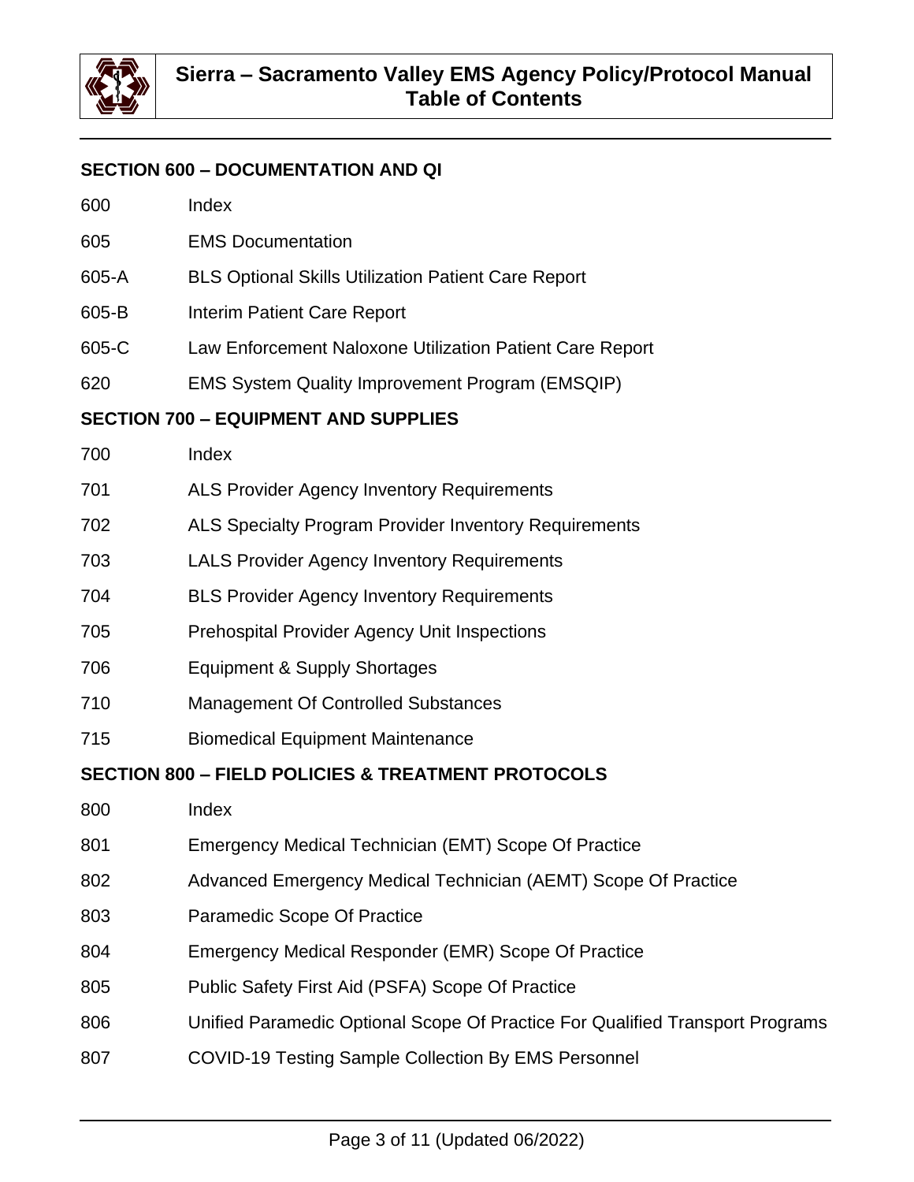## SECTION 600 – DOCUMENTATION AND QI

| | |
|---|---|
| 600 | Index |
| 605 | EMS Documentation |
| 605-A | BLS Optional Skills Utilization Patient Care Report |
| 605-B | Interim Patient Care Report |
| 605-C | Law Enforcement Naloxone Utilization Patient Care Report |
| 620 | EMS System Quality Improvement Program (EMSQIP) |

## SECTION 700 – EQUIPMENT AND SUPPLIES

| | |
|---|---|
| 700 | Index |
| 701 | ALS Provider Agency Inventory Requirements |
| 702 | ALS Specialty Program Provider Inventory Requirements |
| 703 | LALS Provider Agency Inventory Requirements |
| 704 | BLS Provider Agency Inventory Requirements |
| 705 | Prehospital Provider Agency Unit Inspections |
| 706 | Equipment & Supply Shortages |
| 710 | Management Of Controlled Substances |
| 715 | Biomedical Equipment Maintenance |

## SECTION 800 – FIELD POLICIES & TREATMENT PROTOCOLS

| | |
|---|---|
| 800 | Index |
| 801 | Emergency Medical Technician (EMT) Scope Of Practice |
| 802 | Advanced Emergency Medical Technician (AEMT) Scope Of Practice |
| 803 | Paramedic Scope Of Practice |
| 804 | Emergency Medical Responder (EMR) Scope Of Practice |
| 805 | Public Safety First Aid (PSFA) Scope Of Practice |
| 806 | Unified Paramedic Optional Scope Of Practice For Qualified Transport Programs |
| 807 | COVID-19 Testing Sample Collection By EMS Personnel |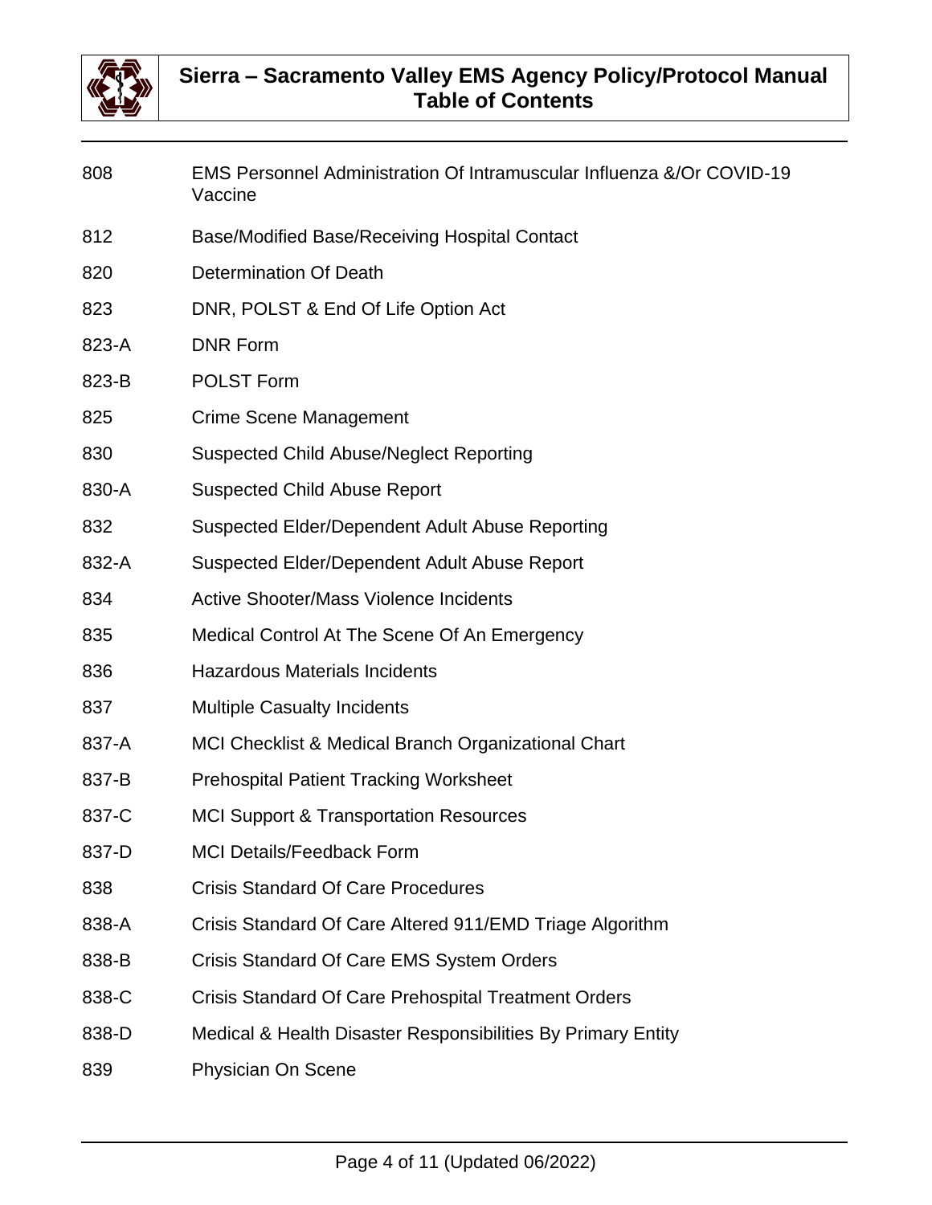| | |
|---|---|
| 808 | EMS Personnel Administration Of Intramuscular Influenza &/Or COVID-19 Vaccine |
| 812 | Base/Modified Base/Receiving Hospital Contact |
| 820 | Determination Of Death |
| 823 | DNR, POLST & End Of Life Option Act |
| 823-A | DNR Form |
| 823-B | POLST Form |
| 825 | Crime Scene Management |
| 830 | Suspected Child Abuse/Neglect Reporting |
| 830-A | Suspected Child Abuse Report |
| 832 | Suspected Elder/Dependent Adult Abuse Reporting |
| 832-A | Suspected Elder/Dependent Adult Abuse Report |
| 834 | Active Shooter/Mass Violence Incidents |
| 835 | Medical Control At The Scene Of An Emergency |
| 836 | Hazardous Materials Incidents |
| 837 | Multiple Casualty Incidents |
| 837-A | MCI Checklist & Medical Branch Organizational Chart |
| 837-B | Prehospital Patient Tracking Worksheet |
| 837-C | MCI Support & Transportation Resources |
| 837-D | MCI Details/Feedback Form |
| 838 | Crisis Standard Of Care Procedures |
| 838-A | Crisis Standard Of Care Altered 911/EMD Triage Algorithm |
| 838-B | Crisis Standard Of Care EMS System Orders |
| 838-C | Crisis Standard Of Care Prehospital Treatment Orders |
| 838-D | Medical & Health Disaster Responsibilities By Primary Entity |
| 839 | Physician On Scene |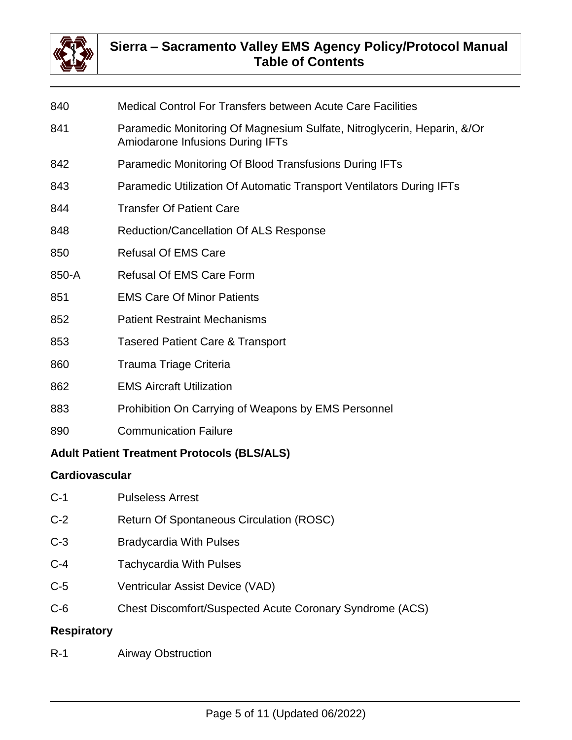| | |
|---|---|
| 840 | Medical Control For Transfers between Acute Care Facilities |
| 841 | Paramedic Monitoring Of Magnesium Sulfate, Nitroglycerin, Heparin, &/Or Amiodarone Infusions During IFTs |
| 842 | Paramedic Monitoring Of Blood Transfusions During IFTs |
| 843 | Paramedic Utilization Of Automatic Transport Ventilators During IFTs |
| 844 | Transfer Of Patient Care |
| 848 | Reduction/Cancellation Of ALS Response |
| 850 | Refusal Of EMS Care |
| 850-A | Refusal Of EMS Care Form |
| 851 | EMS Care Of Minor Patients |
| 852 | Patient Restraint Mechanisms |
| 853 | Tasered Patient Care & Transport |
| 860 | Trauma Triage Criteria |
| 862 | EMS Aircraft Utilization |
| 883 | Prohibition On Carrying of Weapons by EMS Personnel |
| 890 | Communication Failure |

**Adult Patient Treatment Protocols (BLS/ALS)**

**Cardiovascular**

| | |
|---|---|
| C-1 | Pulseless Arrest |
| C-2 | Return Of Spontaneous Circulation (ROSC) |
| C-3 | Bradycardia With Pulses |
| C-4 | Tachycardia With Pulses |
| C-5 | Ventricular Assist Device (VAD) |
| C-6 | Chest Discomfort/Suspected Acute Coronary Syndrome (ACS) |

**Respiratory**

| | |
|---|---|
| R-1 | Airway Obstruction |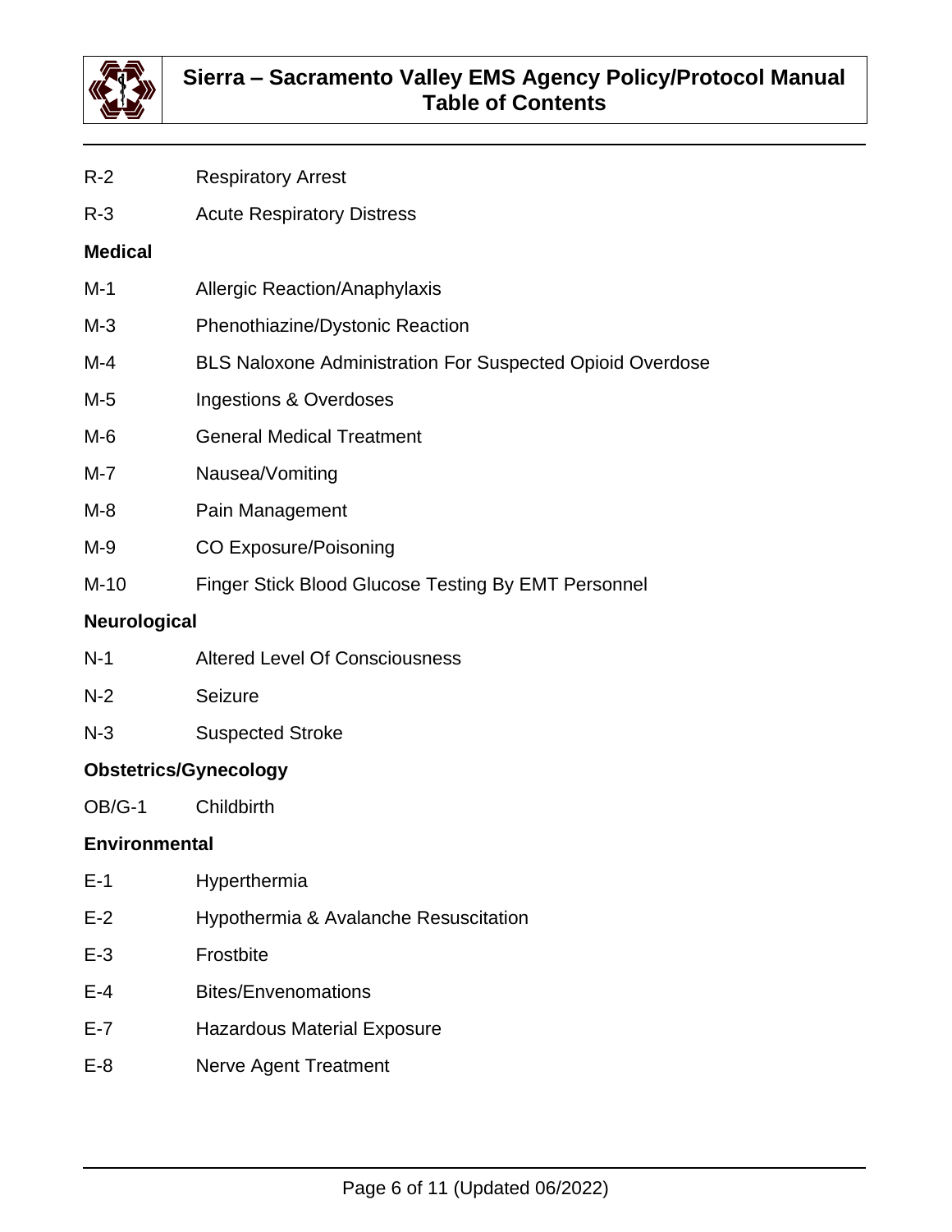R-2 Respiratory Arrest

R-3 Acute Respiratory Distress

**Medical**

M-1 Allergic Reaction/Anaphylaxis

M-3 Phenothiazine/Dystonic Reaction

M-4 BLS Naloxone Administration For Suspected Opioid Overdose

M-5 Ingestions & Overdoses

M-6 General Medical Treatment

M-7 Nausea/Vomiting

M-8 Pain Management

M-9 CO Exposure/Poisoning

M-10 Finger Stick Blood Glucose Testing By EMT Personnel

**Neurological**

N-1 Altered Level Of Consciousness

N-2 Seizure

N-3 Suspected Stroke

**Obstetrics/Gynecology**

OB/G-1 Childbirth

**Environmental**

E-1 Hyperthermia

E-2 Hypothermia & Avalanche Resuscitation

E-3 Frostbite

E-4 Bites/Envenomations

E-7 Hazardous Material Exposure

E-8 Nerve Agent Treatment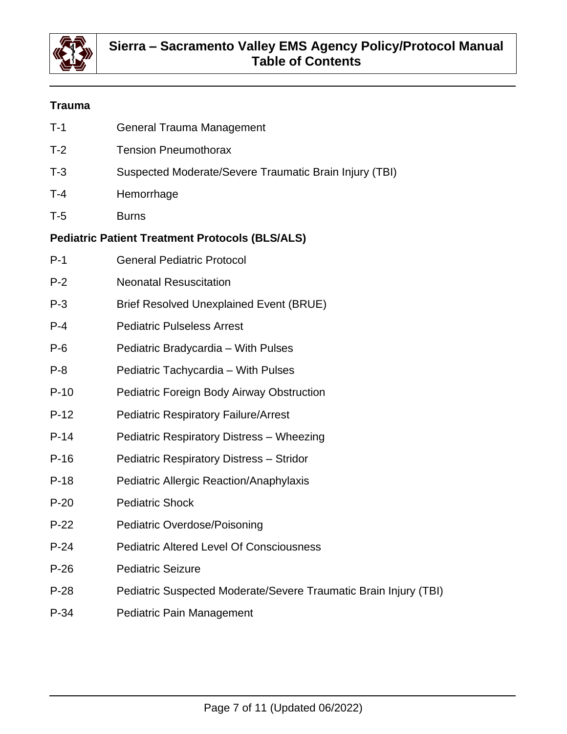## Trauma

| | |
|---|---|
| T-1 | General Trauma Management |
| T-2 | Tension Pneumothorax |
| T-3 | Suspected Moderate/Severe Traumatic Brain Injury (TBI) |
| T-4 | Hemorrhage |
| T-5 | Burns |

## Pediatric Patient Treatment Protocols (BLS/ALS)

| | |
|---|---|
| P-1 | General Pediatric Protocol |
| P-2 | Neonatal Resuscitation |
| P-3 | Brief Resolved Unexplained Event (BRUE) |
| P-4 | Pediatric Pulseless Arrest |
| P-6 | Pediatric Bradycardia – With Pulses |
| P-8 | Pediatric Tachycardia – With Pulses |
| P-10 | Pediatric Foreign Body Airway Obstruction |
| P-12 | Pediatric Respiratory Failure/Arrest |
| P-14 | Pediatric Respiratory Distress – Wheezing |
| P-16 | Pediatric Respiratory Distress – Stridor |
| P-18 | Pediatric Allergic Reaction/Anaphylaxis |
| P-20 | Pediatric Shock |
| P-22 | Pediatric Overdose/Poisoning |
| P-24 | Pediatric Altered Level Of Consciousness |
| P-26 | Pediatric Seizure |
| P-28 | Pediatric Suspected Moderate/Severe Traumatic Brain Injury (TBI) |
| P-34 | Pediatric Pain Management |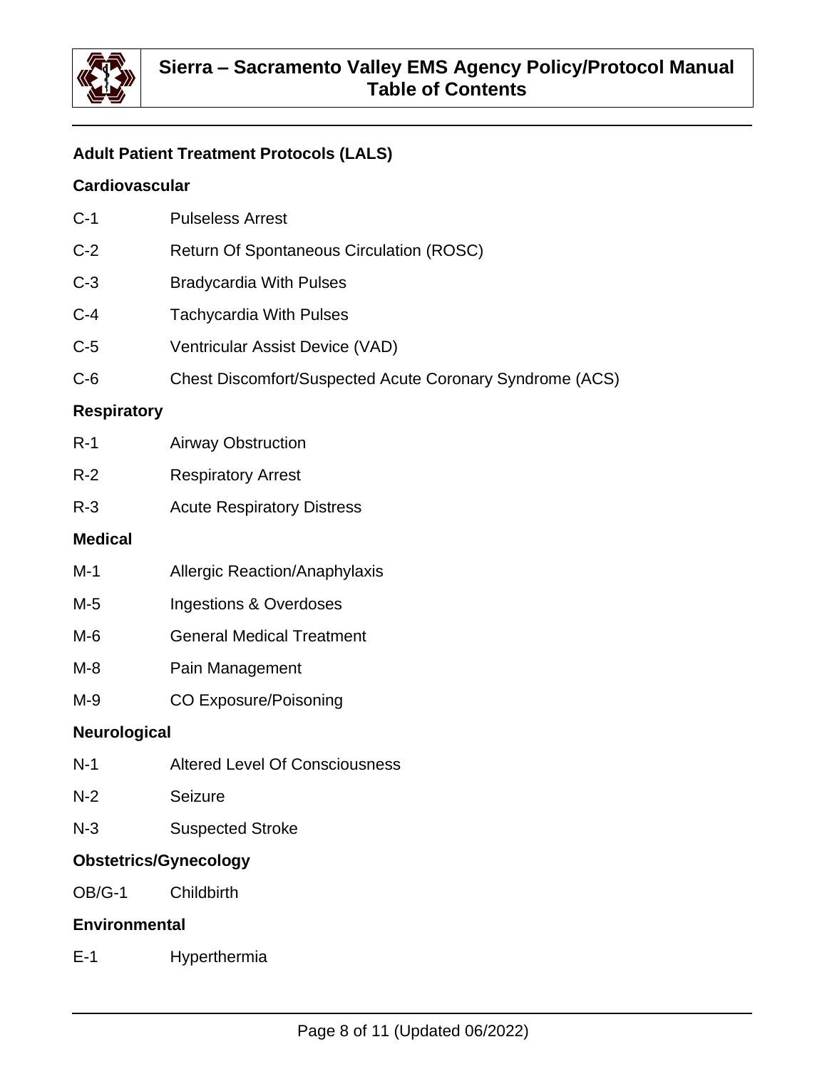## Adult Patient Treatment Protocols (LALS)

### Cardiovascular

| | |
|---|---|
| C-1 | Pulseless Arrest |
| C-2 | Return Of Spontaneous Circulation (ROSC) |
| C-3 | Bradycardia With Pulses |
| C-4 | Tachycardia With Pulses |
| C-5 | Ventricular Assist Device (VAD) |
| C-6 | Chest Discomfort/Suspected Acute Coronary Syndrome (ACS) |

### Respiratory

| | |
|---|---|
| R-1 | Airway Obstruction |
| R-2 | Respiratory Arrest |
| R-3 | Acute Respiratory Distress |

### Medical

| | |
|---|---|
| M-1 | Allergic Reaction/Anaphylaxis |
| M-5 | Ingestions & Overdoses |
| M-6 | General Medical Treatment |
| M-8 | Pain Management |
| M-9 | CO Exposure/Poisoning |

### Neurological

| | |
|---|---|
| N-1 | Altered Level Of Consciousness |
| N-2 | Seizure |
| N-3 | Suspected Stroke |

### Obstetrics/Gynecology

| | |
|---|---|
| OB/G-1 | Childbirth |

### Environmental

| | |
|---|---|
| E-1 | Hyperthermia |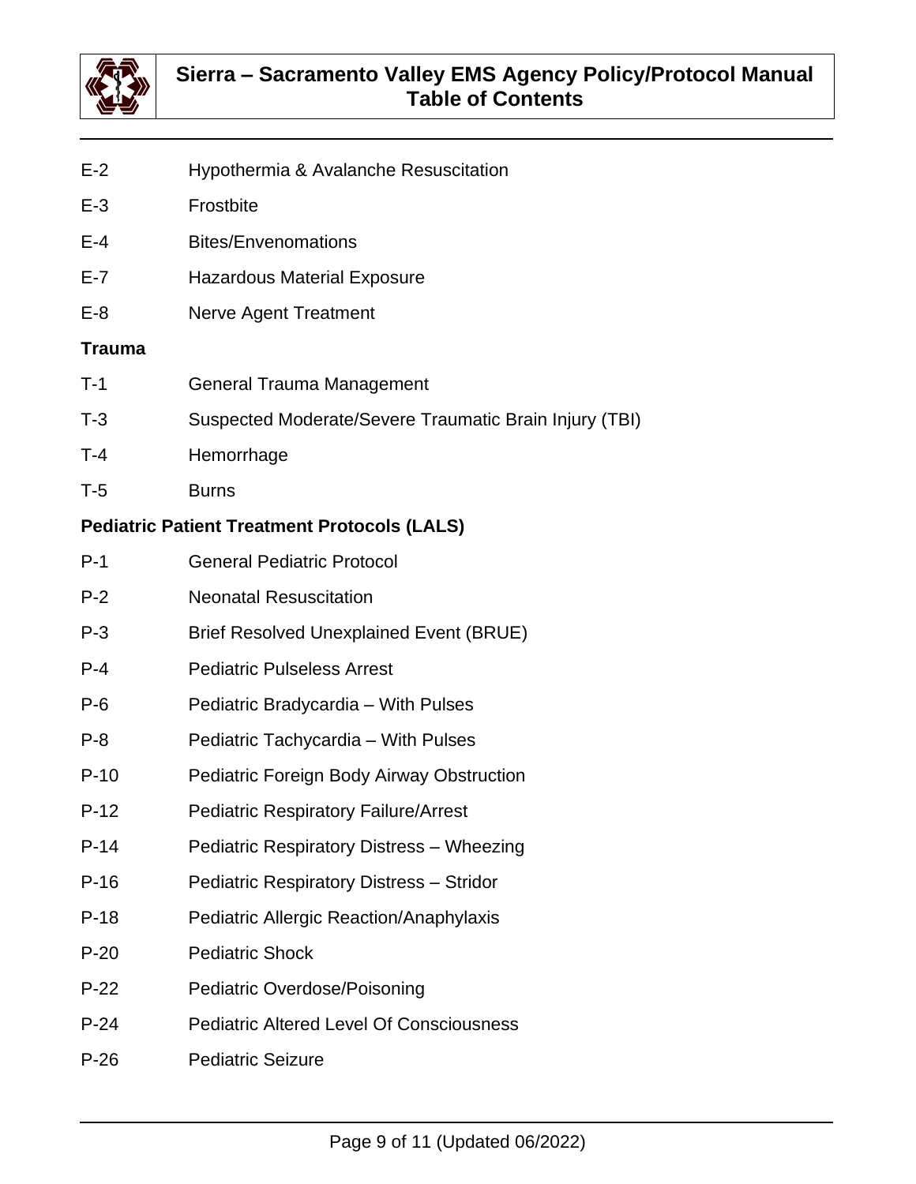| | |
|---|---|
| E-2 | Hypothermia & Avalanche Resuscitation |
| E-3 | Frostbite |
| E-4 | Bites/Envenomations |
| E-7 | Hazardous Material Exposure |
| E-8 | Nerve Agent Treatment |

**Trauma**

| | |
|---|---|
| T-1 | General Trauma Management |
| T-3 | Suspected Moderate/Severe Traumatic Brain Injury (TBI) |
| T-4 | Hemorrhage |
| T-5 | Burns |

**Pediatric Patient Treatment Protocols (LALS)**

| | |
|---|---|
| P-1 | General Pediatric Protocol |
| P-2 | Neonatal Resuscitation |
| P-3 | Brief Resolved Unexplained Event (BRUE) |
| P-4 | Pediatric Pulseless Arrest |
| P-6 | Pediatric Bradycardia – With Pulses |
| P-8 | Pediatric Tachycardia – With Pulses |
| P-10 | Pediatric Foreign Body Airway Obstruction |
| P-12 | Pediatric Respiratory Failure/Arrest |
| P-14 | Pediatric Respiratory Distress – Wheezing |
| P-16 | Pediatric Respiratory Distress – Stridor |
| P-18 | Pediatric Allergic Reaction/Anaphylaxis |
| P-20 | Pediatric Shock |
| P-22 | Pediatric Overdose/Poisoning |
| P-24 | Pediatric Altered Level Of Consciousness |
| P-26 | Pediatric Seizure |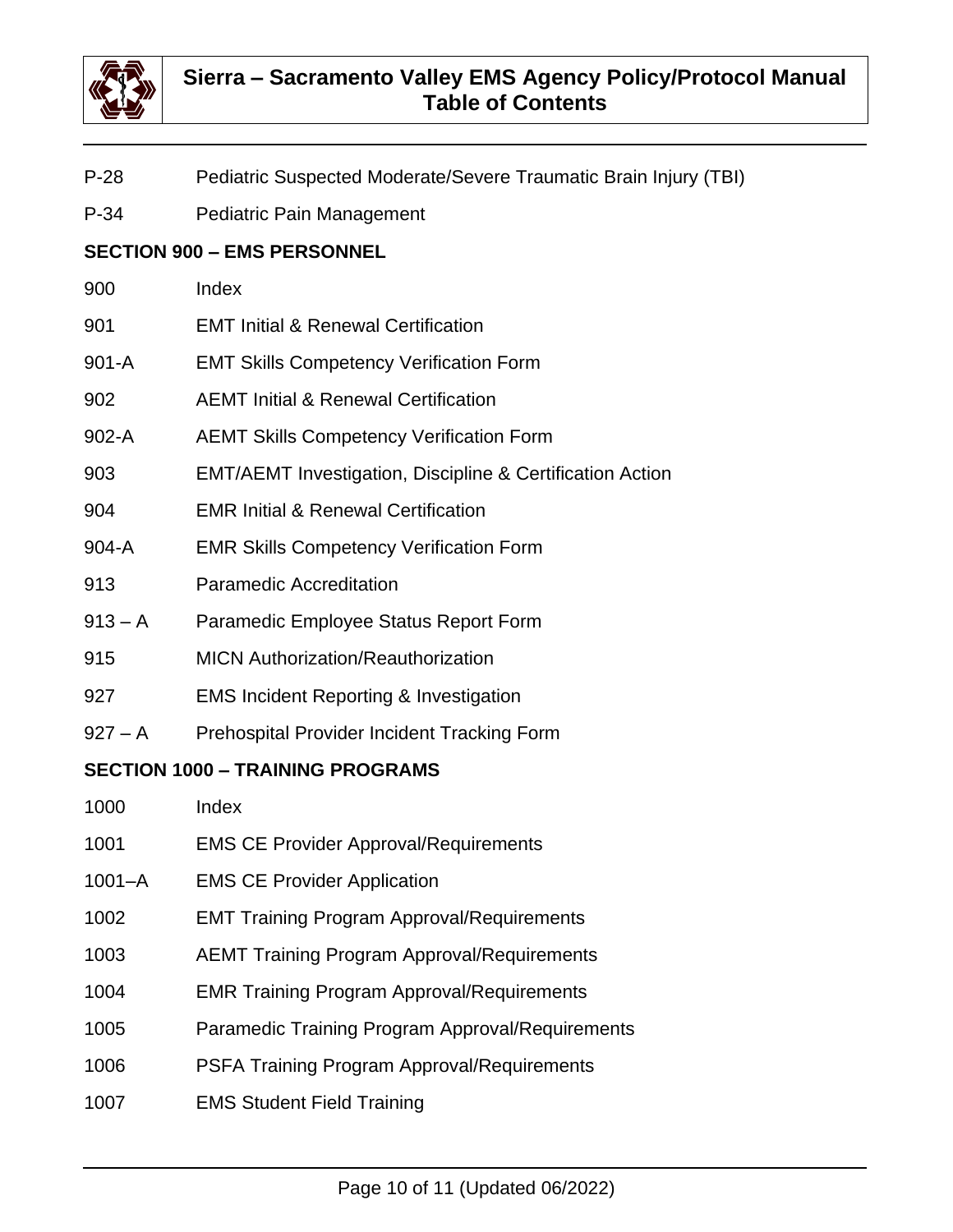P-28 Pediatric Suspected Moderate/Severe Traumatic Brain Injury (TBI)

P-34 Pediatric Pain Management

**SECTION 900 – EMS PERSONNEL**

900 Index

901 EMT Initial & Renewal Certification

901-A EMT Skills Competency Verification Form

902 AEMT Initial & Renewal Certification

902-A AEMT Skills Competency Verification Form

903 EMT/AEMT Investigation, Discipline & Certification Action

904 EMR Initial & Renewal Certification

904-A EMR Skills Competency Verification Form

913 Paramedic Accreditation

913 – A Paramedic Employee Status Report Form

915 MICN Authorization/Reauthorization

927 EMS Incident Reporting & Investigation

927 – A Prehospital Provider Incident Tracking Form

**SECTION 1000 – TRAINING PROGRAMS**

1000 Index

1001 EMS CE Provider Approval/Requirements

1001–A EMS CE Provider Application

1002 EMT Training Program Approval/Requirements

1003 AEMT Training Program Approval/Requirements

1004 EMR Training Program Approval/Requirements

1005 Paramedic Training Program Approval/Requirements

1006 PSFA Training Program Approval/Requirements

1007 EMS Student Field Training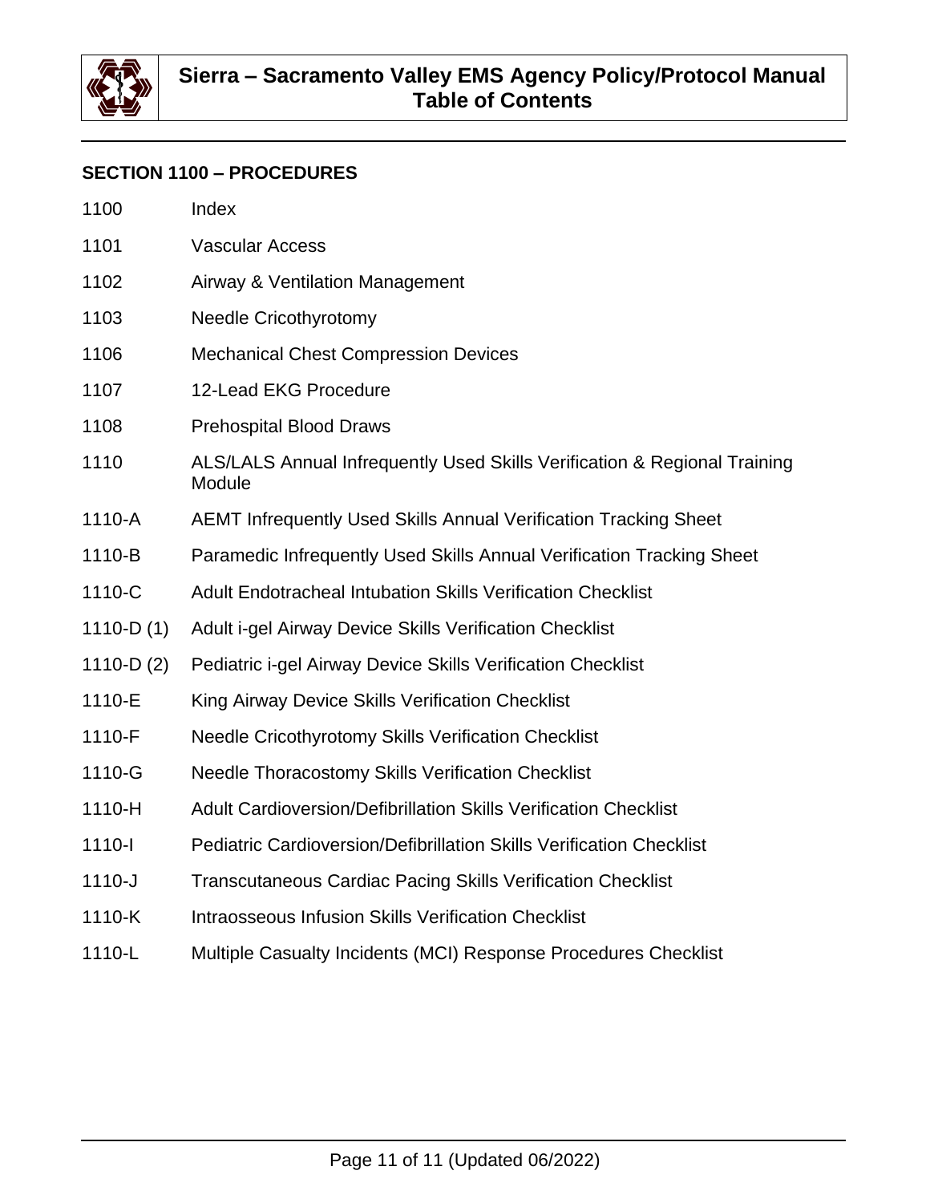## SECTION 1100 – PROCEDURES

| | |
|---|---|
| 1100 | Index |
| 1101 | Vascular Access |
| 1102 | Airway & Ventilation Management |
| 1103 | Needle Cricothyrotomy |
| 1106 | Mechanical Chest Compression Devices |
| 1107 | 12-Lead EKG Procedure |
| 1108 | Prehospital Blood Draws |
| 1110 | ALS/LALS Annual Infrequently Used Skills Verification & Regional Training Module |
| 1110-A | AEMT Infrequently Used Skills Annual Verification Tracking Sheet |
| 1110-B | Paramedic Infrequently Used Skills Annual Verification Tracking Sheet |
| 1110-C | Adult Endotracheal Intubation Skills Verification Checklist |
| 1110-D (1) | Adult i-gel Airway Device Skills Verification Checklist |
| 1110-D (2) | Pediatric i-gel Airway Device Skills Verification Checklist |
| 1110-E | King Airway Device Skills Verification Checklist |
| 1110-F | Needle Cricothyrotomy Skills Verification Checklist |
| 1110-G | Needle Thoracostomy Skills Verification Checklist |
| 1110-H | Adult Cardioversion/Defibrillation Skills Verification Checklist |
| 1110-I | Pediatric Cardioversion/Defibrillation Skills Verification Checklist |
| 1110-J | Transcutaneous Cardiac Pacing Skills Verification Checklist |
| 1110-K | Intraosseous Infusion Skills Verification Checklist |
| 1110-L | Multiple Casualty Incidents (MCI) Response Procedures Checklist |